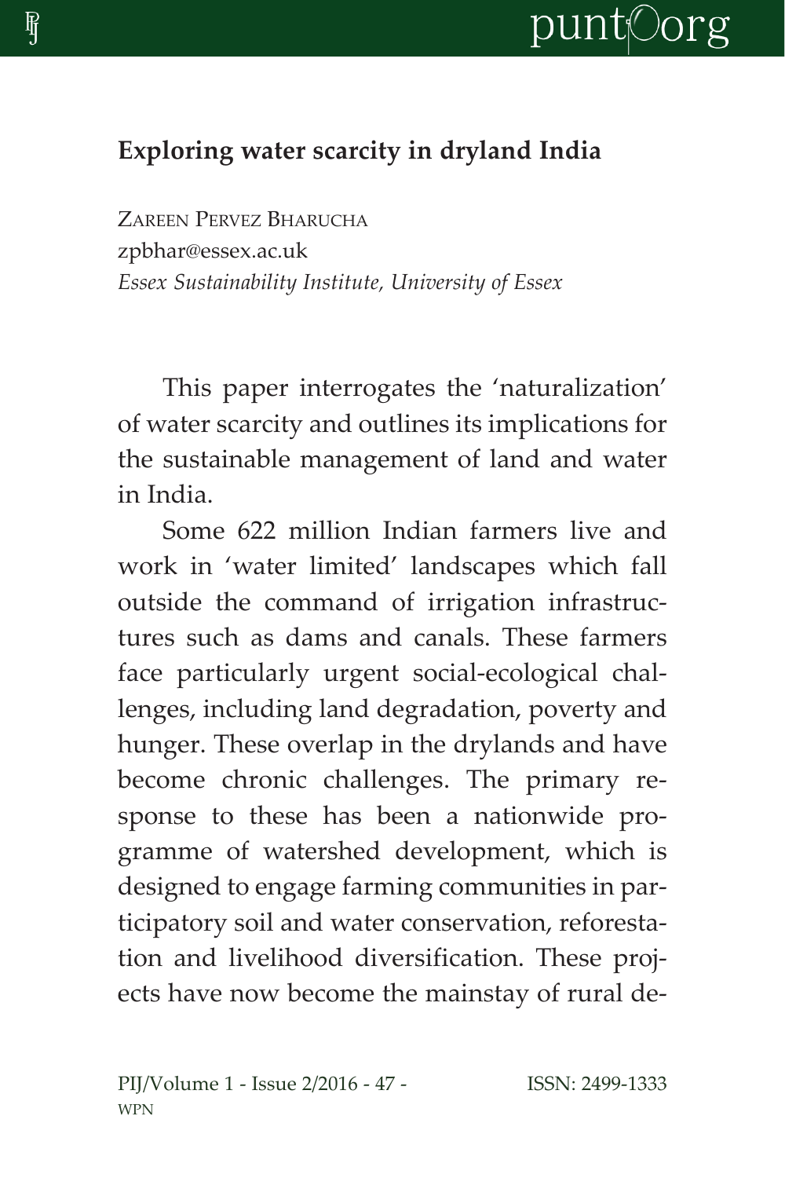## Exploring water scarcity in dryland India

Zareen Pervez Bharucha
zpbhar@essex.ac.uk
*Essex Sustainability Institute, University of Essex*

This paper interrogates the 'naturalization' of water scarcity and outlines its implications for the sustainable management of land and water in India.

Some 622 million Indian farmers live and work in 'water limited' landscapes which fall outside the command of irrigation infrastructures such as dams and canals. These farmers face particularly urgent social-ecological challenges, including land degradation, poverty and hunger. These overlap in the drylands and have become chronic challenges. The primary response to these has been a nationwide programme of watershed development, which is designed to engage farming communities in participatory soil and water conservation, reforestation and livelihood diversification. These projects have now become the mainstay of rural de-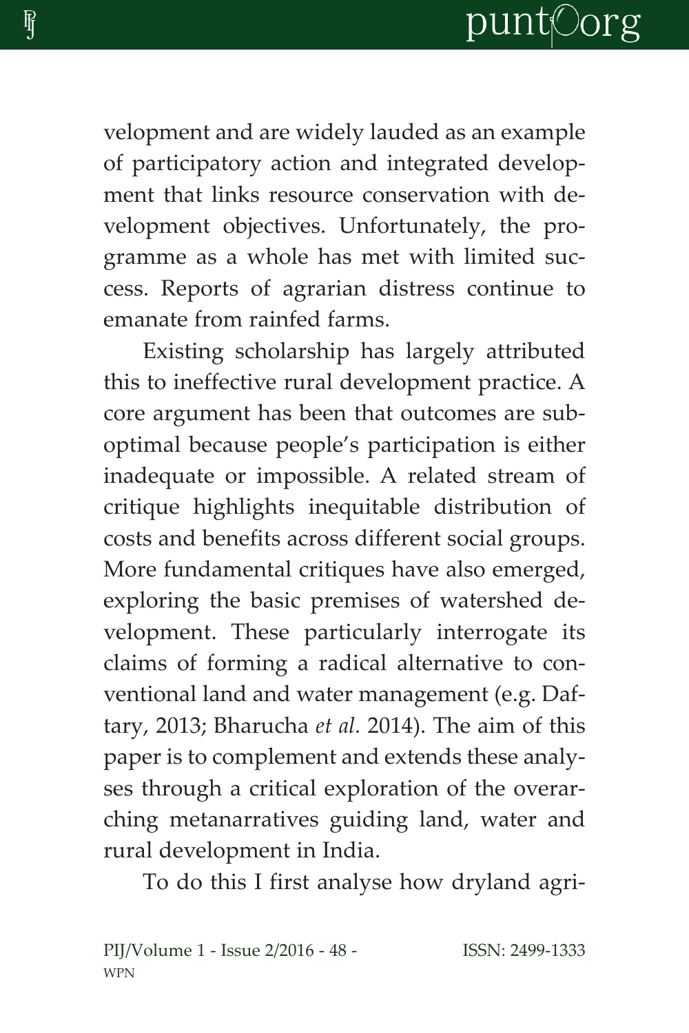velopment and are widely lauded as an example of participatory action and integrated development that links resource conservation with development objectives. Unfortunately, the programme as a whole has met with limited success. Reports of agrarian distress continue to emanate from rainfed farms.

Existing scholarship has largely attributed this to ineffective rural development practice. A core argument has been that outcomes are suboptimal because people's participation is either inadequate or impossible. A related stream of critique highlights inequitable distribution of costs and benefits across different social groups. More fundamental critiques have also emerged, exploring the basic premises of watershed development. These particularly interrogate its claims of forming a radical alternative to conventional land and water management (e.g. Daftary, 2013; Bharucha *et al.* 2014). The aim of this paper is to complement and extends these analyses through a critical exploration of the overarching metanarratives guiding land, water and rural development in India.

To do this I first analyse how dryland agri-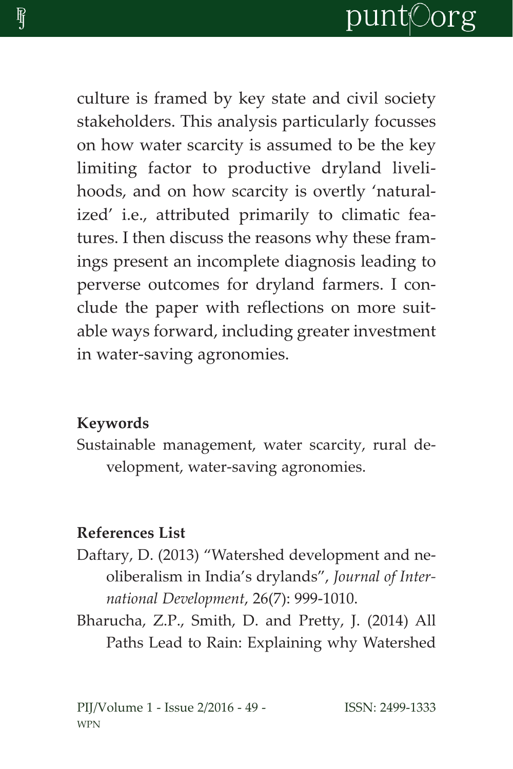culture is framed by key state and civil society stakeholders. This analysis particularly focusses on how water scarcity is assumed to be the key limiting factor to productive dryland livelihoods, and on how scarcity is overtly 'naturalized' i.e., attributed primarily to climatic features. I then discuss the reasons why these framings present an incomplete diagnosis leading to perverse outcomes for dryland farmers. I conclude the paper with reflections on more suitable ways forward, including greater investment in water-saving agronomies.

**Keywords**

Sustainable management, water scarcity, rural development, water-saving agronomies.

**References List**

Daftary, D. (2013) "Watershed development and neoliberalism in India's drylands", *Journal of International Development*, 26(7): 999-1010.

Bharucha, Z.P., Smith, D. and Pretty, J. (2014) All Paths Lead to Rain: Explaining why Watershed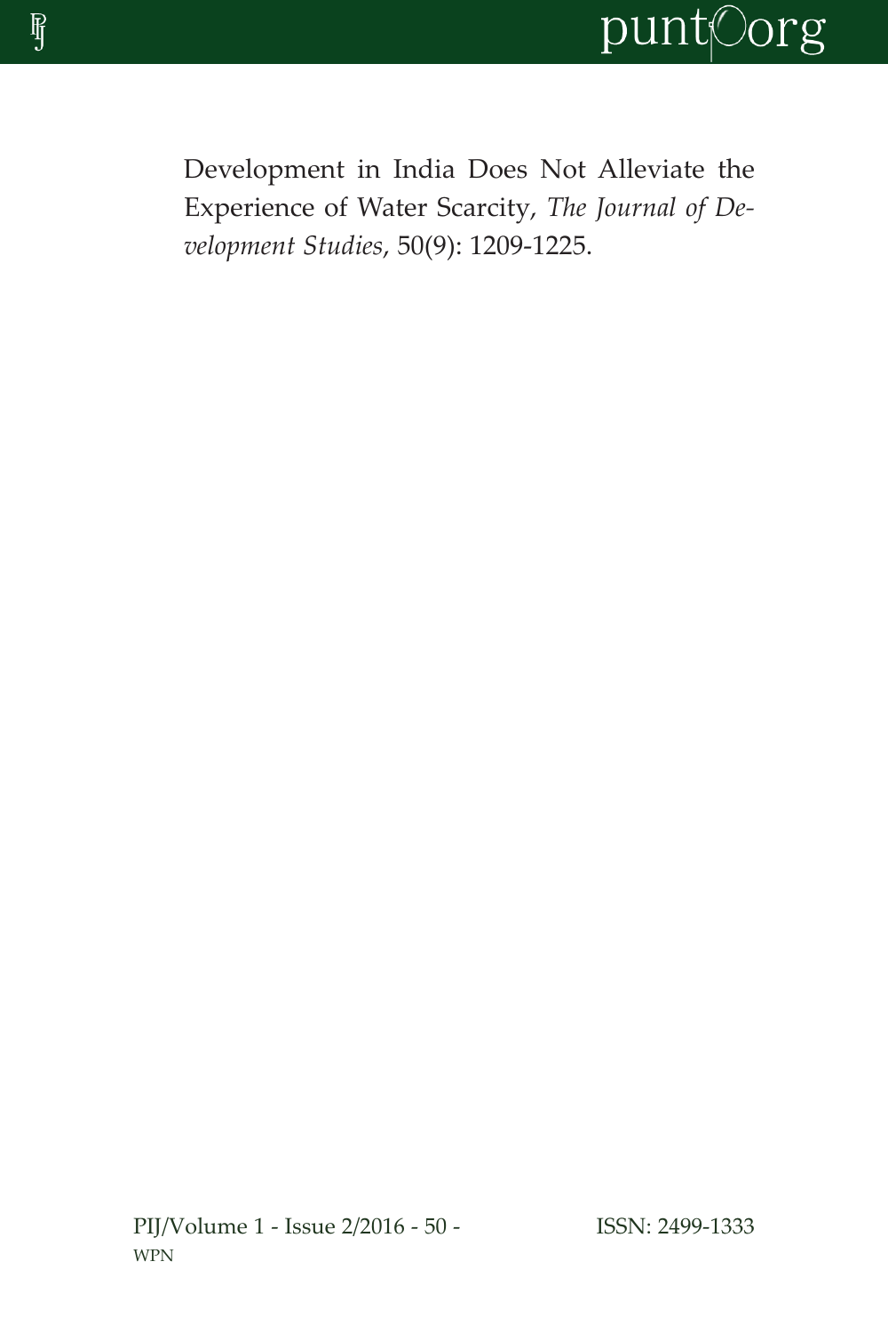Development in India Does Not Alleviate the Experience of Water Scarcity, *The Journal of Development Studies*, 50(9): 1209-1225.